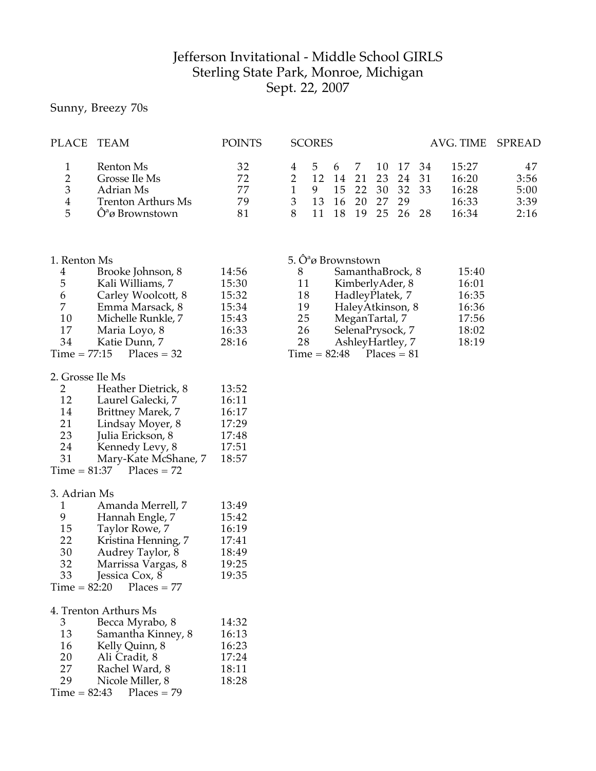# Jefferson Invitational - Middle School GIRLS
## Sterling State Park, Monroe, Michigan
## Sept. 22, 2007

Sunny, Breezy 70s

| PLACE | TEAM | POINTS | SCORES | | | | | | | AVG. TIME | SPREAD |
|---|---|---|---|---|---|---|---|---|---|---|---|
| 1 | Renton Ms | 32 | 4 | 5 | 6 | 7 | 10 | 17 | 34 | 15:27 | 47 |
| 2 | Grosse Ile Ms | 72 | 2 | 12 | 14 | 21 | 23 | 24 | 31 | 16:20 | 3:56 |
| 3 | Adrian Ms | 77 | 1 | 9 | 15 | 22 | 30 | 32 | 33 | 16:28 | 5:00 |
| 4 | Trenton Arthurs Ms | 79 | 3 | 13 | 16 | 20 | 27 | 29 | | 16:33 | 3:39 |
| 5 | Ôªø Brownstown | 81 | 8 | 11 | 18 | 19 | 25 | 26 | 28 | 16:34 | 2:16 |

### 1. Renton Ms

| Place | Name | Time |
|---|---|---|
| 4 | Brooke Johnson, 8 | 14:56 |
| 5 | Kali Williams, 7 | 15:30 |
| 6 | Carley Woolcott, 8 | 15:32 |
| 7 | Emma Marsack, 8 | 15:34 |
| 10 | Michelle Runkle, 7 | 15:43 |
| 17 | Maria Loyo, 8 | 16:33 |
| 34 | Katie Dunn, 7 | 28:16 |

Time = 77:15 Places = 32

### 2. Grosse Ile Ms

| Place | Name | Time |
|---|---|---|
| 2 | Heather Dietrick, 8 | 13:52 |
| 12 | Laurel Galecki, 7 | 16:11 |
| 14 | Brittney Marek, 7 | 16:17 |
| 21 | Lindsay Moyer, 8 | 17:29 |
| 23 | Julia Erickson, 8 | 17:48 |
| 24 | Kennedy Levy, 8 | 17:51 |
| 31 | Mary-Kate McShane, 7 | 18:57 |

Time = 81:37 Places = 72

### 3. Adrian Ms

| Place | Name | Time |
|---|---|---|
| 1 | Amanda Merrell, 7 | 13:49 |
| 9 | Hannah Engle, 7 | 15:42 |
| 15 | Taylor Rowe, 7 | 16:19 |
| 22 | Kristina Henning, 7 | 17:41 |
| 30 | Audrey Taylor, 8 | 18:49 |
| 32 | Marrissa Vargas, 8 | 19:25 |
| 33 | Jessica Cox, 8 | 19:35 |

Time = 82:20 Places = 77

### 4. Trenton Arthurs Ms

| Place | Name | Time |
|---|---|---|
| 3 | Becca Myrabo, 8 | 14:32 |
| 13 | Samantha Kinney, 8 | 16:13 |
| 16 | Kelly Quinn, 8 | 16:23 |
| 20 | Ali Cradit, 8 | 17:24 |
| 27 | Rachel Ward, 8 | 18:11 |
| 29 | Nicole Miller, 8 | 18:28 |

Time = 82:43 Places = 79

### 5. Ôªø Brownstown

| Place | Name | Time |
|---|---|---|
| 8 | SamanthaBrock, 8 | 15:40 |
| 11 | KimberlyAder, 8 | 16:01 |
| 18 | HadleyPlatek, 7 | 16:35 |
| 19 | HaleyAtkinson, 8 | 16:36 |
| 25 | MeganTartal, 7 | 17:56 |
| 26 | SelenaPrysock, 7 | 18:02 |
| 28 | AshleyHartley, 7 | 18:19 |

Time = 82:48 Places = 81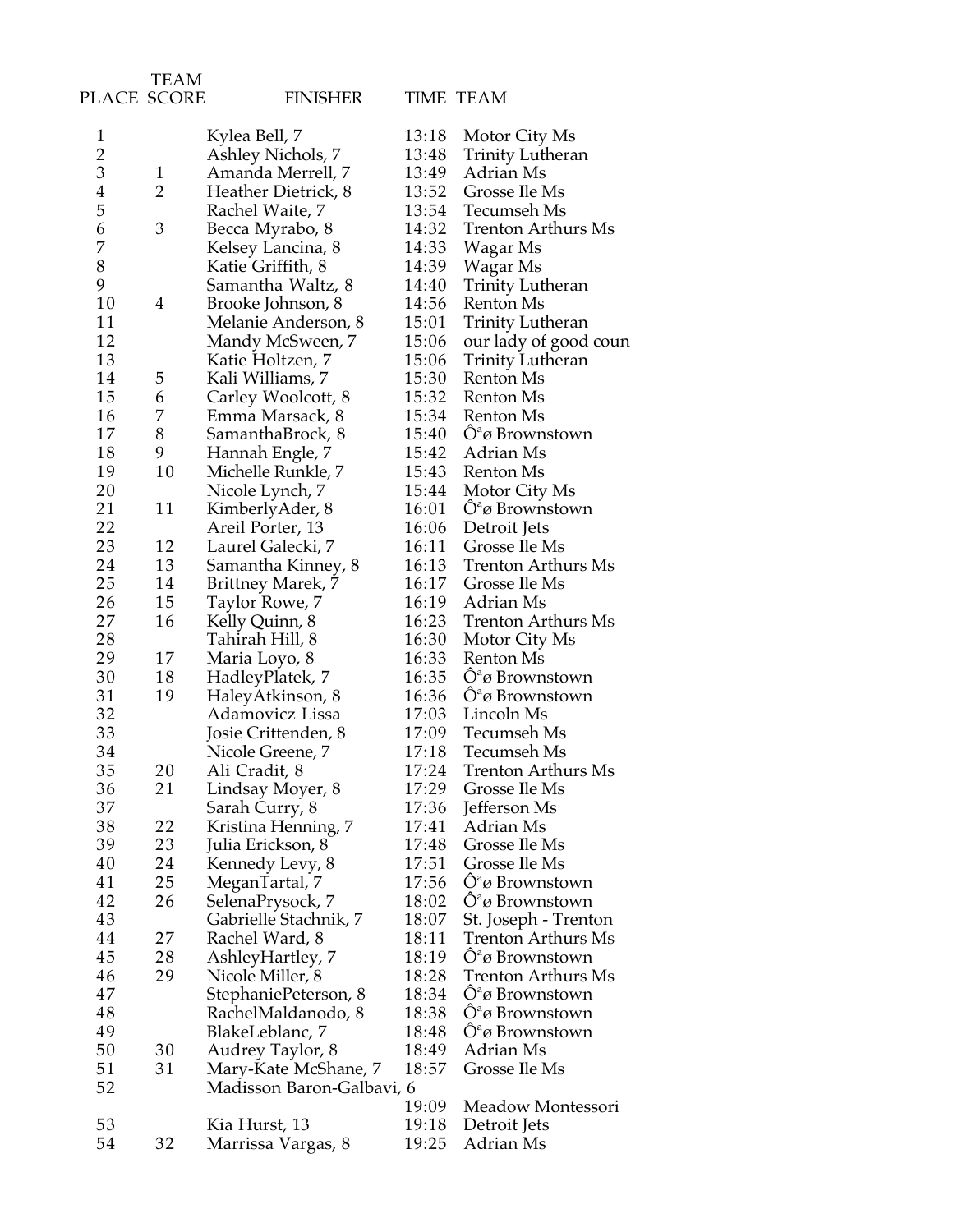| PLACE | TEAM SCORE | FINISHER | TIME | TEAM |
|---|---|---|---|---|
| 1 | | Kylea Bell, 7 | 13:18 | Motor City Ms |
| 2 | | Ashley Nichols, 7 | 13:48 | Trinity Lutheran |
| 3 | 1 | Amanda Merrell, 7 | 13:49 | Adrian Ms |
| 4 | 2 | Heather Dietrick, 8 | 13:52 | Grosse Ile Ms |
| 5 | | Rachel Waite, 7 | 13:54 | Tecumseh Ms |
| 6 | 3 | Becca Myrabo, 8 | 14:32 | Trenton Arthurs Ms |
| 7 | | Kelsey Lancina, 8 | 14:33 | Wagar Ms |
| 8 | | Katie Griffith, 8 | 14:39 | Wagar Ms |
| 9 | | Samantha Waltz, 8 | 14:40 | Trinity Lutheran |
| 10 | 4 | Brooke Johnson, 8 | 14:56 | Renton Ms |
| 11 | | Melanie Anderson, 8 | 15:01 | Trinity Lutheran |
| 12 | | Mandy McSween, 7 | 15:06 | our lady of good coun |
| 13 | | Katie Holtzen, 7 | 15:06 | Trinity Lutheran |
| 14 | 5 | Kali Williams, 7 | 15:30 | Renton Ms |
| 15 | 6 | Carley Woolcott, 8 | 15:32 | Renton Ms |
| 16 | 7 | Emma Marsack, 8 | 15:34 | Renton Ms |
| 17 | 8 | SamanthaBrock, 8 | 15:40 | Ôªø Brownstown |
| 18 | 9 | Hannah Engle, 7 | 15:42 | Adrian Ms |
| 19 | 10 | Michelle Runkle, 7 | 15:43 | Renton Ms |
| 20 | | Nicole Lynch, 7 | 15:44 | Motor City Ms |
| 21 | 11 | KimberlyAder, 8 | 16:01 | Ôªø Brownstown |
| 22 | | Areil Porter, 13 | 16:06 | Detroit Jets |
| 23 | 12 | Laurel Galecki, 7 | 16:11 | Grosse Ile Ms |
| 24 | 13 | Samantha Kinney, 8 | 16:13 | Trenton Arthurs Ms |
| 25 | 14 | Brittney Marek, 7 | 16:17 | Grosse Ile Ms |
| 26 | 15 | Taylor Rowe, 7 | 16:19 | Adrian Ms |
| 27 | 16 | Kelly Quinn, 8 | 16:23 | Trenton Arthurs Ms |
| 28 | | Tahirah Hill, 8 | 16:30 | Motor City Ms |
| 29 | 17 | Maria Loyo, 8 | 16:33 | Renton Ms |
| 30 | 18 | HadleyPlatek, 7 | 16:35 | Ôªø Brownstown |
| 31 | 19 | HaleyAtkinson, 8 | 16:36 | Ôªø Brownstown |
| 32 | | Adamovicz Lissa | 17:03 | Lincoln Ms |
| 33 | | Josie Crittenden, 8 | 17:09 | Tecumseh Ms |
| 34 | | Nicole Greene, 7 | 17:18 | Tecumseh Ms |
| 35 | 20 | Ali Cradit, 8 | 17:24 | Trenton Arthurs Ms |
| 36 | 21 | Lindsay Moyer, 8 | 17:29 | Grosse Ile Ms |
| 37 | | Sarah Curry, 8 | 17:36 | Jefferson Ms |
| 38 | 22 | Kristina Henning, 7 | 17:41 | Adrian Ms |
| 39 | 23 | Julia Erickson, 8 | 17:48 | Grosse Ile Ms |
| 40 | 24 | Kennedy Levy, 8 | 17:51 | Grosse Ile Ms |
| 41 | 25 | MeganTartal, 7 | 17:56 | Ôªø Brownstown |
| 42 | 26 | SelenaPrysock, 7 | 18:02 | Ôªø Brownstown |
| 43 | | Gabrielle Stachnik, 7 | 18:07 | St. Joseph - Trenton |
| 44 | 27 | Rachel Ward, 8 | 18:11 | Trenton Arthurs Ms |
| 45 | 28 | AshleyHartley, 7 | 18:19 | Ôªø Brownstown |
| 46 | 29 | Nicole Miller, 8 | 18:28 | Trenton Arthurs Ms |
| 47 | | StephaniePeterson, 8 | 18:34 | Ôªø Brownstown |
| 48 | | RachelMaldanodo, 8 | 18:38 | Ôªø Brownstown |
| 49 | | BlakeLeblanc, 7 | 18:48 | Ôªø Brownstown |
| 50 | 30 | Audrey Taylor, 8 | 18:49 | Adrian Ms |
| 51 | 31 | Mary-Kate McShane, 7 | 18:57 | Grosse Ile Ms |
| 52 | | Madisson Baron-Galbavi, 6 | 19:09 | Meadow Montessori |
| 53 | | Kia Hurst, 13 | 19:18 | Detroit Jets |
| 54 | 32 | Marrissa Vargas, 8 | 19:25 | Adrian Ms |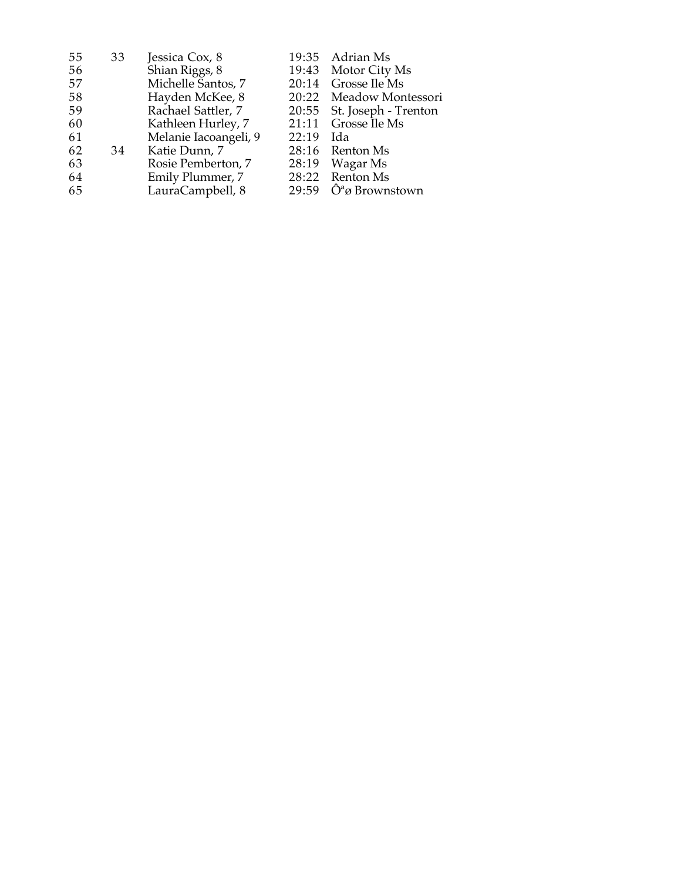| | | | | |
|---|---|---|---|---|
| 55 | 33 | Jessica Cox, 8 | 19:35 | Adrian Ms |
| 56 | | Shian Riggs, 8 | 19:43 | Motor City Ms |
| 57 | | Michelle Santos, 7 | 20:14 | Grosse Ile Ms |
| 58 | | Hayden McKee, 8 | 20:22 | Meadow Montessori |
| 59 | | Rachael Sattler, 7 | 20:55 | St. Joseph - Trenton |
| 60 | | Kathleen Hurley, 7 | 21:11 | Grosse Ile Ms |
| 61 | | Melanie Iacoangeli, 9 | 22:19 | Ida |
| 62 | 34 | Katie Dunn, 7 | 28:16 | Renton Ms |
| 63 | | Rosie Pemberton, 7 | 28:19 | Wagar Ms |
| 64 | | Emily Plummer, 7 | 28:22 | Renton Ms |
| 65 | | LauraCampbell, 8 | 29:59 | Ôªø Brownstown |